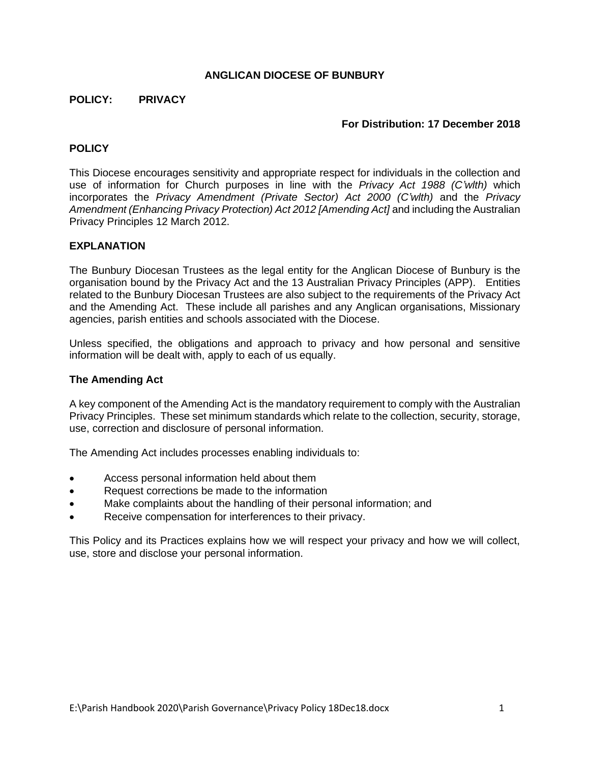**ANGLICAN DIOCESE OF BUNBURY**

**POLICY: PRIVACY**

**For Distribution: 17 December 2018**

## POLICY

This Diocese encourages sensitivity and appropriate respect for individuals in the collection and use of information for Church purposes in line with the *Privacy Act 1988 (C'wlth)* which incorporates the *Privacy Amendment (Private Sector) Act 2000 (C'wlth)* and the *Privacy Amendment (Enhancing Privacy Protection) Act 2012 [Amending Act]* and including the Australian Privacy Principles 12 March 2012.

## EXPLANATION

The Bunbury Diocesan Trustees as the legal entity for the Anglican Diocese of Bunbury is the organisation bound by the Privacy Act and the 13 Australian Privacy Principles (APP). Entities related to the Bunbury Diocesan Trustees are also subject to the requirements of the Privacy Act and the Amending Act. These include all parishes and any Anglican organisations, Missionary agencies, parish entities and schools associated with the Diocese.

Unless specified, the obligations and approach to privacy and how personal and sensitive information will be dealt with, apply to each of us equally.

### The Amending Act

A key component of the Amending Act is the mandatory requirement to comply with the Australian Privacy Principles. These set minimum standards which relate to the collection, security, storage, use, correction and disclosure of personal information.

The Amending Act includes processes enabling individuals to:

- Access personal information held about them
- Request corrections be made to the information
- Make complaints about the handling of their personal information; and
- Receive compensation for interferences to their privacy.

This Policy and its Practices explains how we will respect your privacy and how we will collect, use, store and disclose your personal information.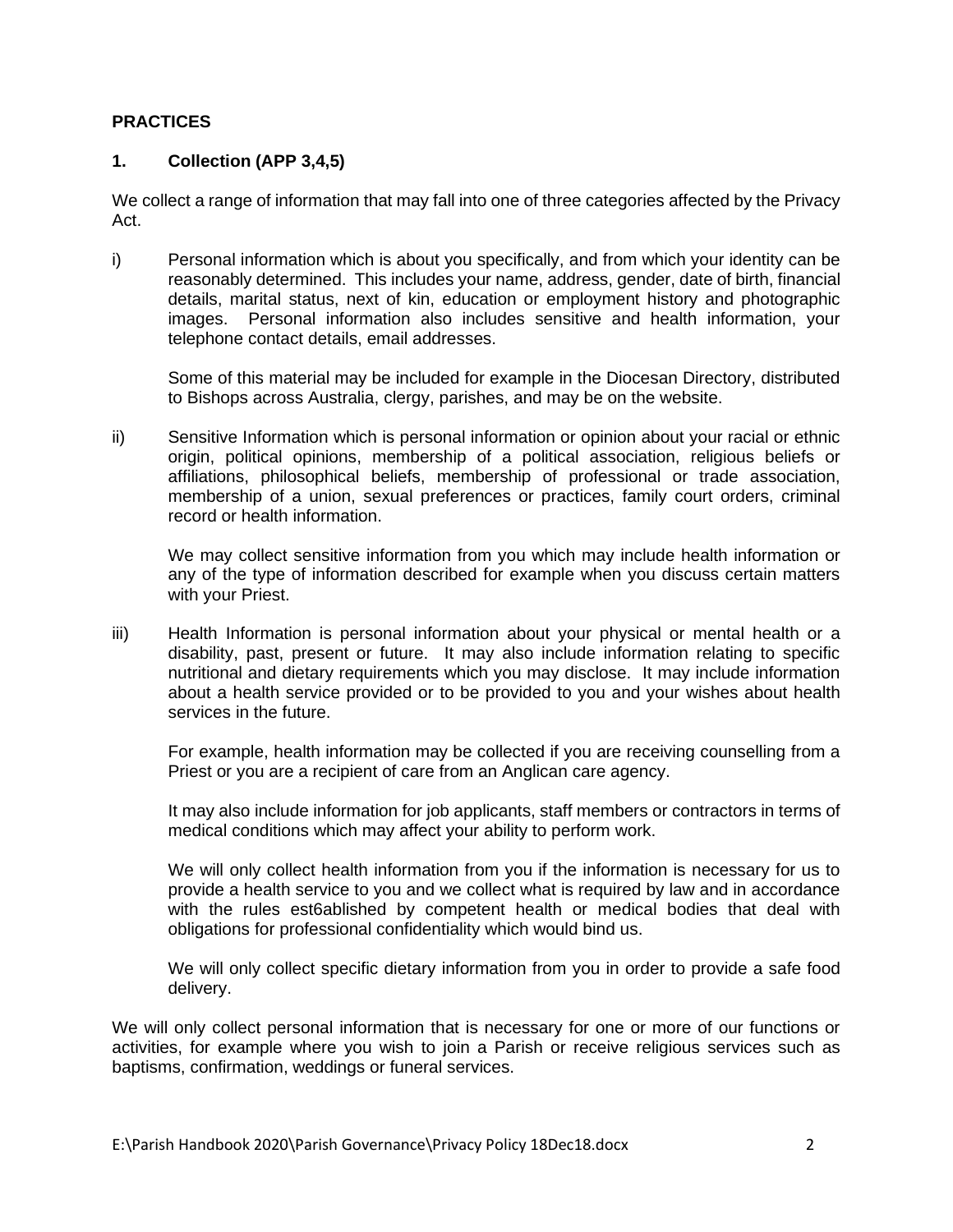**PRACTICES**

**1. Collection (APP 3,4,5)**

We collect a range of information that may fall into one of three categories affected by the Privacy Act.

i) Personal information which is about you specifically, and from which your identity can be reasonably determined. This includes your name, address, gender, date of birth, financial details, marital status, next of kin, education or employment history and photographic images. Personal information also includes sensitive and health information, your telephone contact details, email addresses.

   Some of this material may be included for example in the Diocesan Directory, distributed to Bishops across Australia, clergy, parishes, and may be on the website.

ii) Sensitive Information which is personal information or opinion about your racial or ethnic origin, political opinions, membership of a political association, religious beliefs or affiliations, philosophical beliefs, membership of professional or trade association, membership of a union, sexual preferences or practices, family court orders, criminal record or health information.

   We may collect sensitive information from you which may include health information or any of the type of information described for example when you discuss certain matters with your Priest.

iii) Health Information is personal information about your physical or mental health or a disability, past, present or future. It may also include information relating to specific nutritional and dietary requirements which you may disclose. It may include information about a health service provided or to be provided to you and your wishes about health services in the future.

   For example, health information may be collected if you are receiving counselling from a Priest or you are a recipient of care from an Anglican care agency.

   It may also include information for job applicants, staff members or contractors in terms of medical conditions which may affect your ability to perform work.

   We will only collect health information from you if the information is necessary for us to provide a health service to you and we collect what is required by law and in accordance with the rules est6ablished by competent health or medical bodies that deal with obligations for professional confidentiality which would bind us.

   We will only collect specific dietary information from you in order to provide a safe food delivery.

We will only collect personal information that is necessary for one or more of our functions or activities, for example where you wish to join a Parish or receive religious services such as baptisms, confirmation, weddings or funeral services.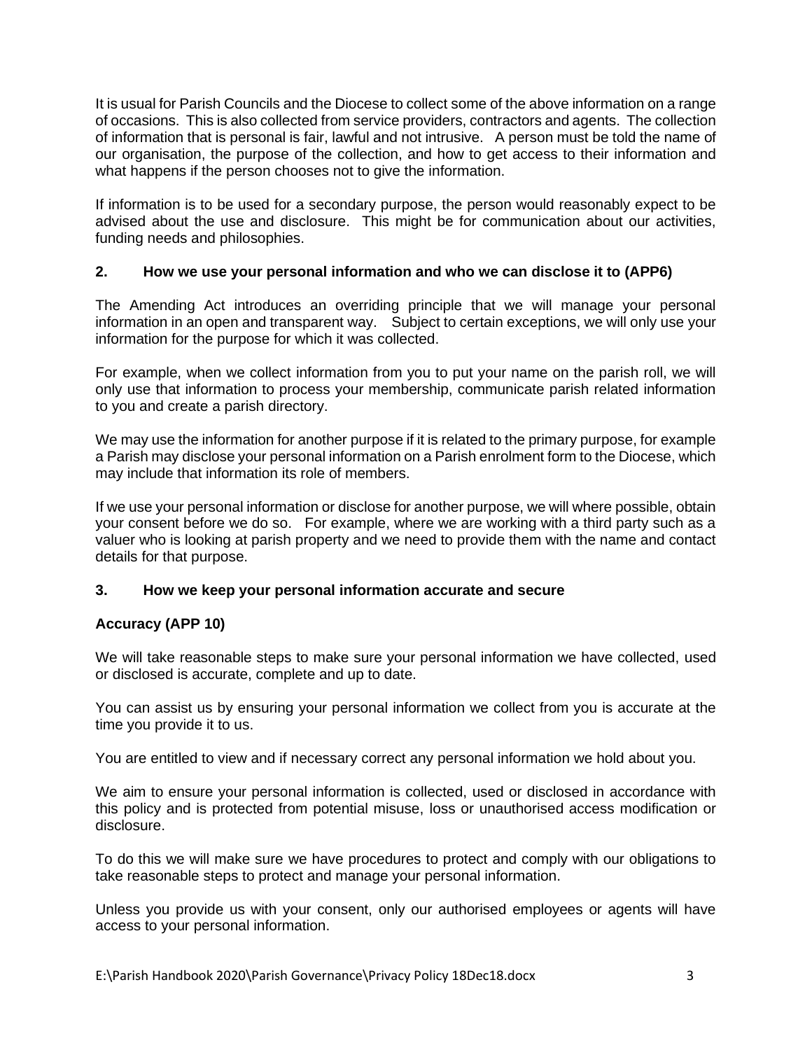It is usual for Parish Councils and the Diocese to collect some of the above information on a range of occasions. This is also collected from service providers, contractors and agents. The collection of information that is personal is fair, lawful and not intrusive. A person must be told the name of our organisation, the purpose of the collection, and how to get access to their information and what happens if the person chooses not to give the information.

If information is to be used for a secondary purpose, the person would reasonably expect to be advised about the use and disclosure. This might be for communication about our activities, funding needs and philosophies.

## 2. How we use your personal information and who we can disclose it to (APP6)

The Amending Act introduces an overriding principle that we will manage your personal information in an open and transparent way. Subject to certain exceptions, we will only use your information for the purpose for which it was collected.

For example, when we collect information from you to put your name on the parish roll, we will only use that information to process your membership, communicate parish related information to you and create a parish directory.

We may use the information for another purpose if it is related to the primary purpose, for example a Parish may disclose your personal information on a Parish enrolment form to the Diocese, which may include that information its role of members.

If we use your personal information or disclose for another purpose, we will where possible, obtain your consent before we do so. For example, where we are working with a third party such as a valuer who is looking at parish property and we need to provide them with the name and contact details for that purpose.

## 3. How we keep your personal information accurate and secure

### Accuracy (APP 10)

We will take reasonable steps to make sure your personal information we have collected, used or disclosed is accurate, complete and up to date.

You can assist us by ensuring your personal information we collect from you is accurate at the time you provide it to us.

You are entitled to view and if necessary correct any personal information we hold about you.

We aim to ensure your personal information is collected, used or disclosed in accordance with this policy and is protected from potential misuse, loss or unauthorised access modification or disclosure.

To do this we will make sure we have procedures to protect and comply with our obligations to take reasonable steps to protect and manage your personal information.

Unless you provide us with your consent, only our authorised employees or agents will have access to your personal information.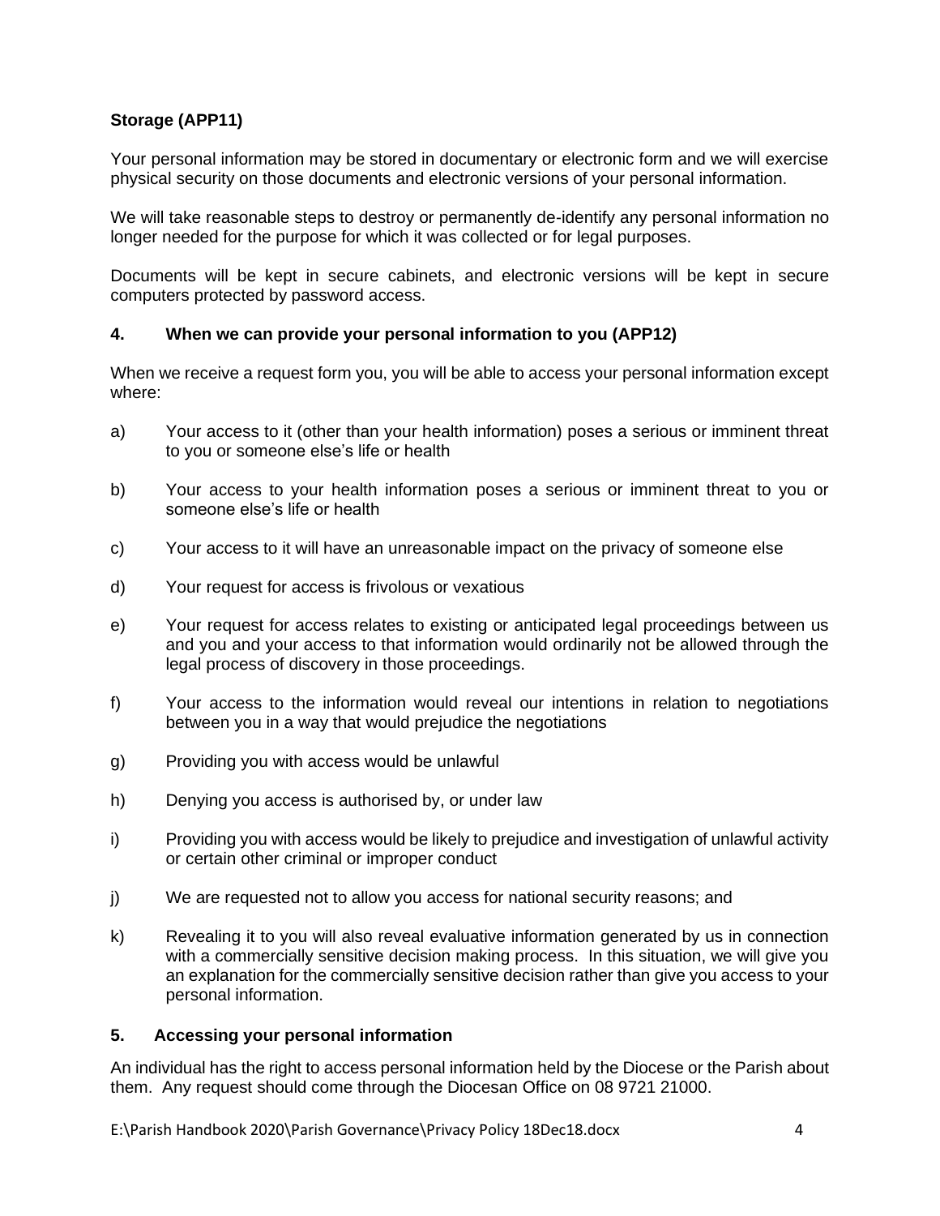**Storage (APP11)**

Your personal information may be stored in documentary or electronic form and we will exercise physical security on those documents and electronic versions of your personal information.

We will take reasonable steps to destroy or permanently de-identify any personal information no longer needed for the purpose for which it was collected or for legal purposes.

Documents will be kept in secure cabinets, and electronic versions will be kept in secure computers protected by password access.

## 4. When we can provide your personal information to you (APP12)

When we receive a request form you, you will be able to access your personal information except where:

a) Your access to it (other than your health information) poses a serious or imminent threat to you or someone else's life or health

b) Your access to your health information poses a serious or imminent threat to you or someone else's life or health

c) Your access to it will have an unreasonable impact on the privacy of someone else

d) Your request for access is frivolous or vexatious

e) Your request for access relates to existing or anticipated legal proceedings between us and you and your access to that information would ordinarily not be allowed through the legal process of discovery in those proceedings.

f) Your access to the information would reveal our intentions in relation to negotiations between you in a way that would prejudice the negotiations

g) Providing you with access would be unlawful

h) Denying you access is authorised by, or under law

i) Providing you with access would be likely to prejudice and investigation of unlawful activity or certain other criminal or improper conduct

j) We are requested not to allow you access for national security reasons; and

k) Revealing it to you will also reveal evaluative information generated by us in connection with a commercially sensitive decision making process. In this situation, we will give you an explanation for the commercially sensitive decision rather than give you access to your personal information.

## 5. Accessing your personal information

An individual has the right to access personal information held by the Diocese or the Parish about them. Any request should come through the Diocesan Office on 08 9721 21000.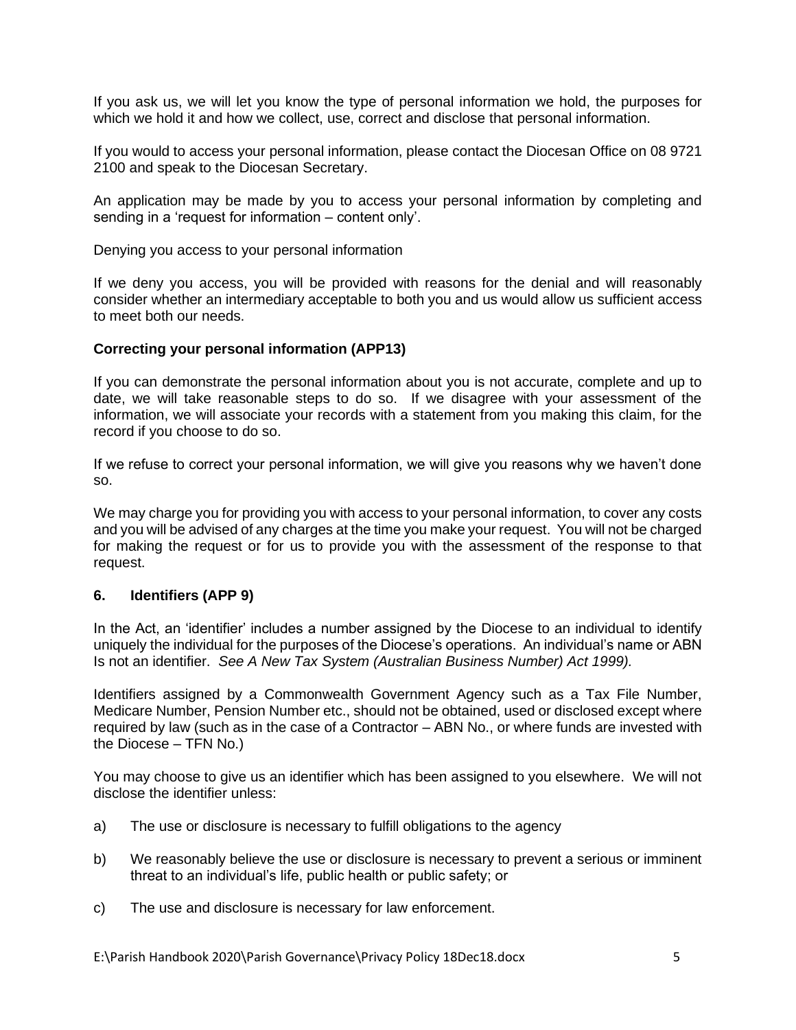If you ask us, we will let you know the type of personal information we hold, the purposes for which we hold it and how we collect, use, correct and disclose that personal information.

If you would to access your personal information, please contact the Diocesan Office on 08 9721 2100 and speak to the Diocesan Secretary.

An application may be made by you to access your personal information by completing and sending in a 'request for information – content only'.

Denying you access to your personal information

If we deny you access, you will be provided with reasons for the denial and will reasonably consider whether an intermediary acceptable to both you and us would allow us sufficient access to meet both our needs.

**Correcting your personal information (APP13)**

If you can demonstrate the personal information about you is not accurate, complete and up to date, we will take reasonable steps to do so. If we disagree with your assessment of the information, we will associate your records with a statement from you making this claim, for the record if you choose to do so.

If we refuse to correct your personal information, we will give you reasons why we haven't done so.

We may charge you for providing you with access to your personal information, to cover any costs and you will be advised of any charges at the time you make your request. You will not be charged for making the request or for us to provide you with the assessment of the response to that request.

### 6. Identifiers (APP 9)

In the Act, an 'identifier' includes a number assigned by the Diocese to an individual to identify uniquely the individual for the purposes of the Diocese's operations. An individual's name or ABN Is not an identifier. *See A New Tax System (Australian Business Number) Act 1999).*

Identifiers assigned by a Commonwealth Government Agency such as a Tax File Number, Medicare Number, Pension Number etc., should not be obtained, used or disclosed except where required by law (such as in the case of a Contractor – ABN No., or where funds are invested with the Diocese – TFN No.)

You may choose to give us an identifier which has been assigned to you elsewhere. We will not disclose the identifier unless:

a) The use or disclosure is necessary to fulfill obligations to the agency

b) We reasonably believe the use or disclosure is necessary to prevent a serious or imminent threat to an individual's life, public health or public safety; or

c) The use and disclosure is necessary for law enforcement.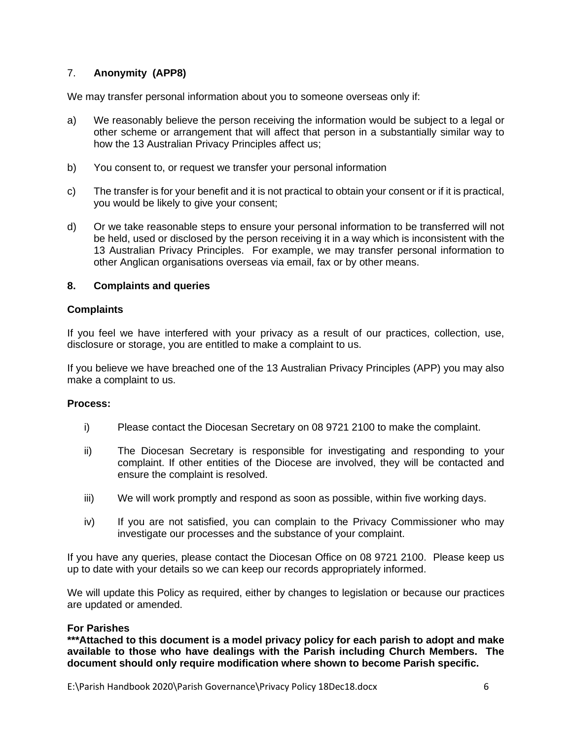## 7. **Anonymity (APP8)**

We may transfer personal information about you to someone overseas only if:

a) We reasonably believe the person receiving the information would be subject to a legal or other scheme or arrangement that will affect that person in a substantially similar way to how the 13 Australian Privacy Principles affect us;

b) You consent to, or request we transfer your personal information

c) The transfer is for your benefit and it is not practical to obtain your consent or if it is practical, you would be likely to give your consent;

d) Or we take reasonable steps to ensure your personal information to be transferred will not be held, used or disclosed by the person receiving it in a way which is inconsistent with the 13 Australian Privacy Principles. For example, we may transfer personal information to other Anglican organisations overseas via email, fax or by other means.

## 8. Complaints and queries

### Complaints

If you feel we have interfered with your privacy as a result of our practices, collection, use, disclosure or storage, you are entitled to make a complaint to us.

If you believe we have breached one of the 13 Australian Privacy Principles (APP) you may also make a complaint to us.

**Process:**

i) Please contact the Diocesan Secretary on 08 9721 2100 to make the complaint.

ii) The Diocesan Secretary is responsible for investigating and responding to your complaint. If other entities of the Diocese are involved, they will be contacted and ensure the complaint is resolved.

iii) We will work promptly and respond as soon as possible, within five working days.

iv) If you are not satisfied, you can complain to the Privacy Commissioner who may investigate our processes and the substance of your complaint.

If you have any queries, please contact the Diocesan Office on 08 9721 2100. Please keep us up to date with your details so we can keep our records appropriately informed.

We will update this Policy as required, either by changes to legislation or because our practices are updated or amended.

**For Parishes**
**\*\*\*Attached to this document is a model privacy policy for each parish to adopt and make available to those who have dealings with the Parish including Church Members. The document should only require modification where shown to become Parish specific.**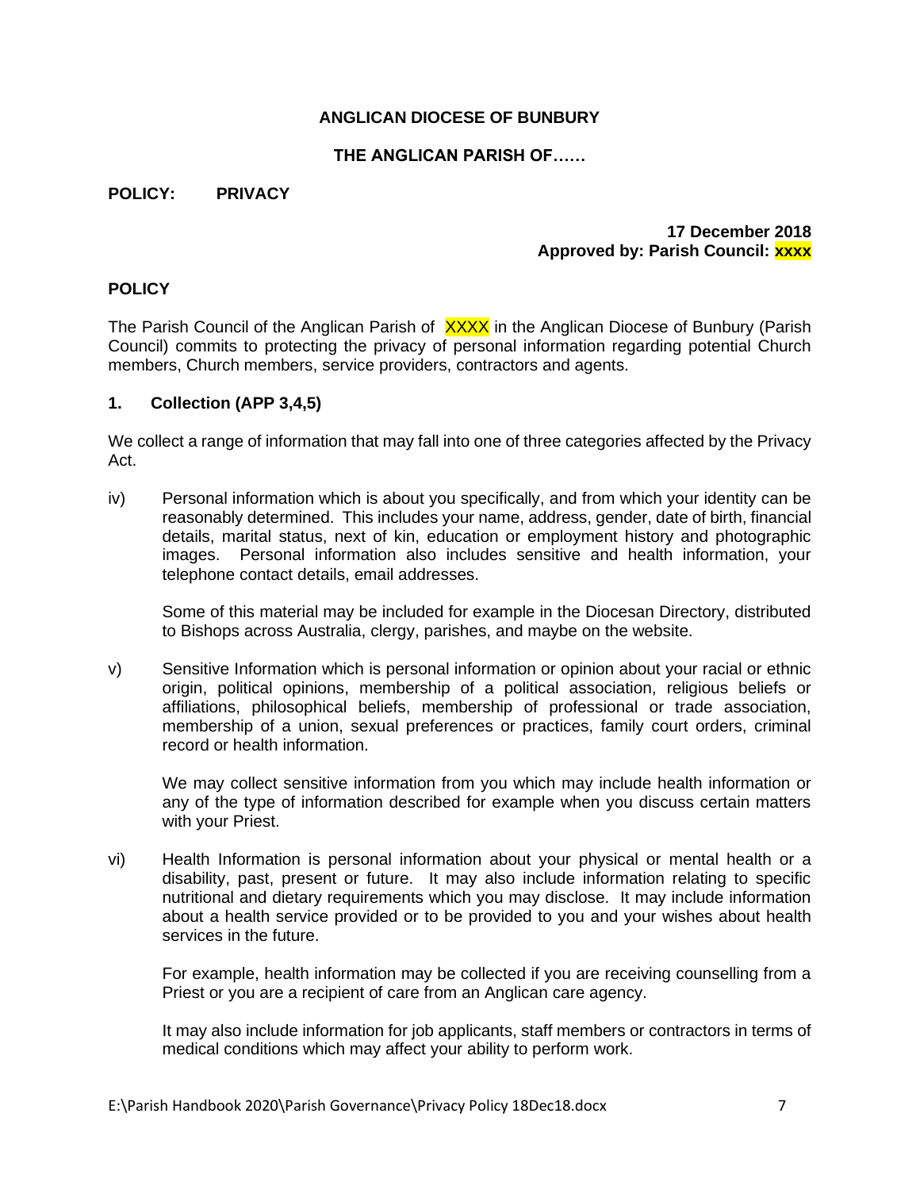**ANGLICAN DIOCESE OF BUNBURY**

**THE ANGLICAN PARISH OF……**

**POLICY: PRIVACY**

**17 December 2018**
**Approved by: Parish Council: xxxx**

## POLICY

The Parish Council of the Anglican Parish of XXXX in the Anglican Diocese of Bunbury (Parish Council) commits to protecting the privacy of personal information regarding potential Church members, Church members, service providers, contractors and agents.

### 1. Collection (APP 3,4,5)

We collect a range of information that may fall into one of three categories affected by the Privacy Act.

iv) Personal information which is about you specifically, and from which your identity can be reasonably determined. This includes your name, address, gender, date of birth, financial details, marital status, next of kin, education or employment history and photographic images. Personal information also includes sensitive and health information, your telephone contact details, email addresses.

Some of this material may be included for example in the Diocesan Directory, distributed to Bishops across Australia, clergy, parishes, and maybe on the website.

v) Sensitive Information which is personal information or opinion about your racial or ethnic origin, political opinions, membership of a political association, religious beliefs or affiliations, philosophical beliefs, membership of professional or trade association, membership of a union, sexual preferences or practices, family court orders, criminal record or health information.

We may collect sensitive information from you which may include health information or any of the type of information described for example when you discuss certain matters with your Priest.

vi) Health Information is personal information about your physical or mental health or a disability, past, present or future. It may also include information relating to specific nutritional and dietary requirements which you may disclose. It may include information about a health service provided or to be provided to you and your wishes about health services in the future.

For example, health information may be collected if you are receiving counselling from a Priest or you are a recipient of care from an Anglican care agency.

It may also include information for job applicants, staff members or contractors in terms of medical conditions which may affect your ability to perform work.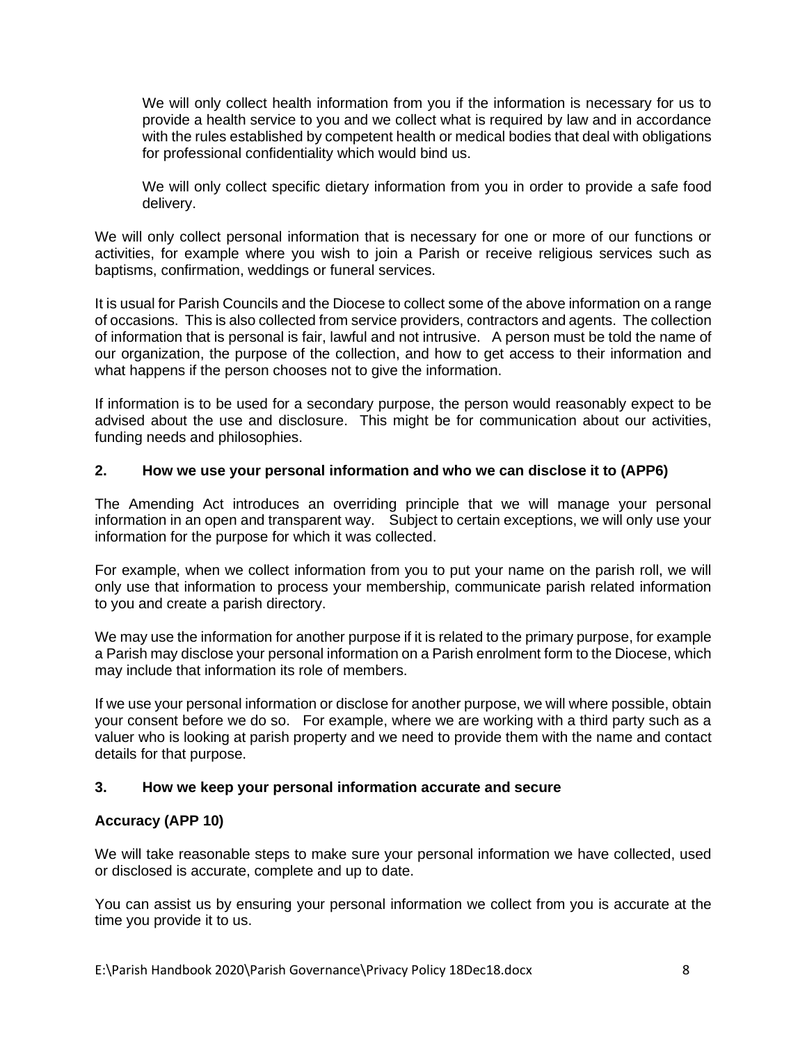We will only collect health information from you if the information is necessary for us to provide a health service to you and we collect what is required by law and in accordance with the rules established by competent health or medical bodies that deal with obligations for professional confidentiality which would bind us.

We will only collect specific dietary information from you in order to provide a safe food delivery.

We will only collect personal information that is necessary for one or more of our functions or activities, for example where you wish to join a Parish or receive religious services such as baptisms, confirmation, weddings or funeral services.

It is usual for Parish Councils and the Diocese to collect some of the above information on a range of occasions. This is also collected from service providers, contractors and agents. The collection of information that is personal is fair, lawful and not intrusive. A person must be told the name of our organization, the purpose of the collection, and how to get access to their information and what happens if the person chooses not to give the information.

If information is to be used for a secondary purpose, the person would reasonably expect to be advised about the use and disclosure. This might be for communication about our activities, funding needs and philosophies.

## 2. How we use your personal information and who we can disclose it to (APP6)

The Amending Act introduces an overriding principle that we will manage your personal information in an open and transparent way. Subject to certain exceptions, we will only use your information for the purpose for which it was collected.

For example, when we collect information from you to put your name on the parish roll, we will only use that information to process your membership, communicate parish related information to you and create a parish directory.

We may use the information for another purpose if it is related to the primary purpose, for example a Parish may disclose your personal information on a Parish enrolment form to the Diocese, which may include that information its role of members.

If we use your personal information or disclose for another purpose, we will where possible, obtain your consent before we do so. For example, where we are working with a third party such as a valuer who is looking at parish property and we need to provide them with the name and contact details for that purpose.

## 3. How we keep your personal information accurate and secure

### Accuracy (APP 10)

We will take reasonable steps to make sure your personal information we have collected, used or disclosed is accurate, complete and up to date.

You can assist us by ensuring your personal information we collect from you is accurate at the time you provide it to us.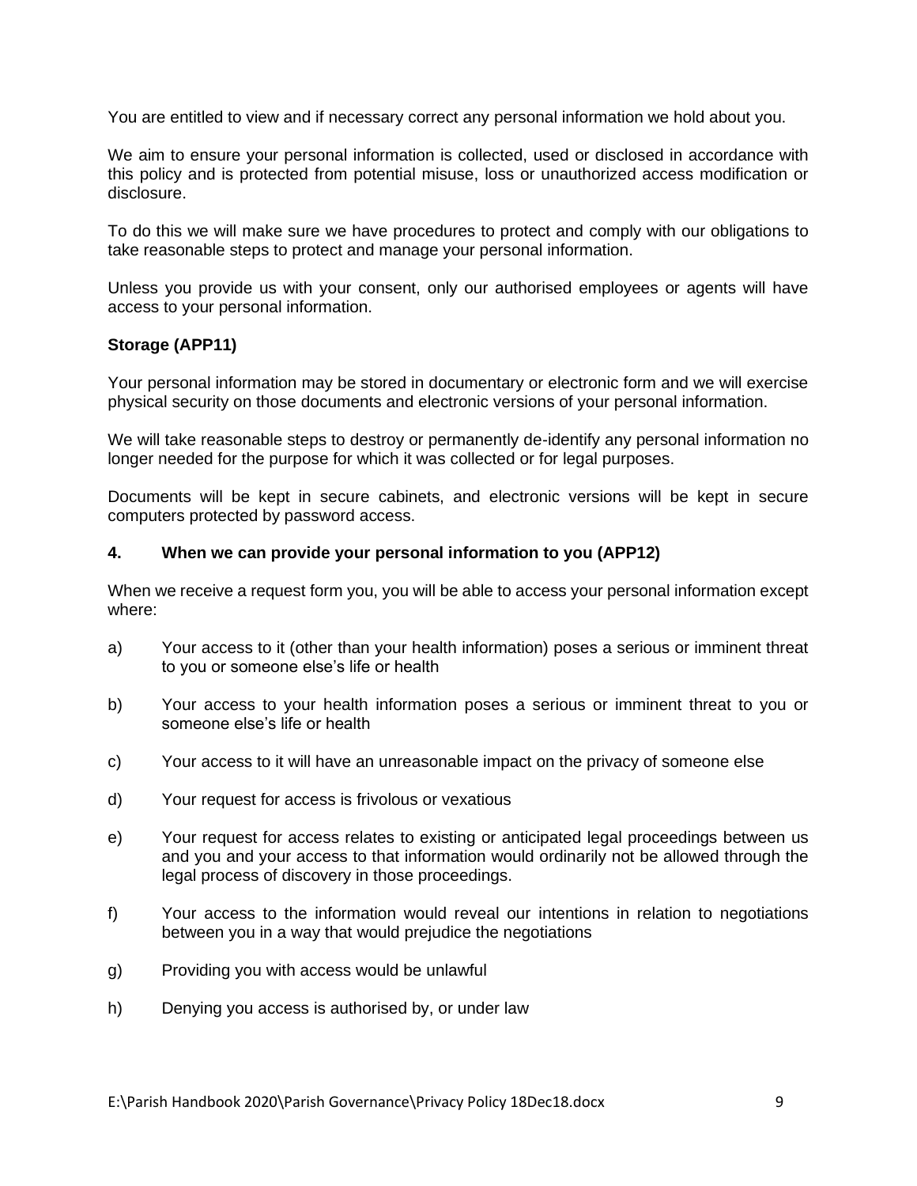You are entitled to view and if necessary correct any personal information we hold about you.

We aim to ensure your personal information is collected, used or disclosed in accordance with this policy and is protected from potential misuse, loss or unauthorized access modification or disclosure.

To do this we will make sure we have procedures to protect and comply with our obligations to take reasonable steps to protect and manage your personal information.

Unless you provide us with your consent, only our authorised employees or agents will have access to your personal information.

**Storage (APP11)**

Your personal information may be stored in documentary or electronic form and we will exercise physical security on those documents and electronic versions of your personal information.

We will take reasonable steps to destroy or permanently de-identify any personal information no longer needed for the purpose for which it was collected or for legal purposes.

Documents will be kept in secure cabinets, and electronic versions will be kept in secure computers protected by password access.

**4. When we can provide your personal information to you (APP12)**

When we receive a request form you, you will be able to access your personal information except where:

a) Your access to it (other than your health information) poses a serious or imminent threat to you or someone else's life or health

b) Your access to your health information poses a serious or imminent threat to you or someone else's life or health

c) Your access to it will have an unreasonable impact on the privacy of someone else

d) Your request for access is frivolous or vexatious

e) Your request for access relates to existing or anticipated legal proceedings between us and you and your access to that information would ordinarily not be allowed through the legal process of discovery in those proceedings.

f) Your access to the information would reveal our intentions in relation to negotiations between you in a way that would prejudice the negotiations

g) Providing you with access would be unlawful

h) Denying you access is authorised by, or under law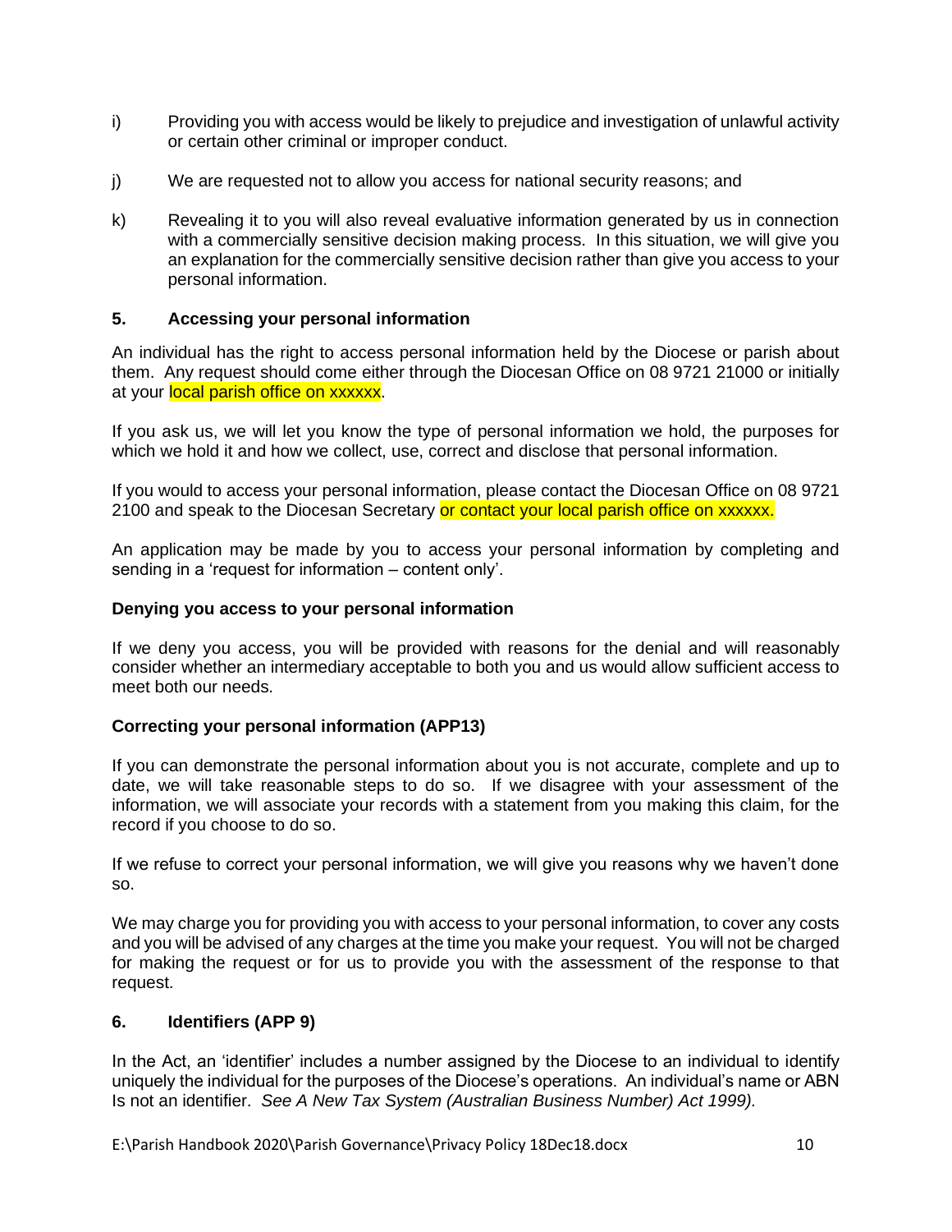i) Providing you with access would be likely to prejudice and investigation of unlawful activity or certain other criminal or improper conduct.

j) We are requested not to allow you access for national security reasons; and

k) Revealing it to you will also reveal evaluative information generated by us in connection with a commercially sensitive decision making process. In this situation, we will give you an explanation for the commercially sensitive decision rather than give you access to your personal information.

## 5. Accessing your personal information

An individual has the right to access personal information held by the Diocese or parish about them. Any request should come either through the Diocesan Office on 08 9721 21000 or initially at your local parish office on xxxxxx.

If you ask us, we will let you know the type of personal information we hold, the purposes for which we hold it and how we collect, use, correct and disclose that personal information.

If you would to access your personal information, please contact the Diocesan Office on 08 9721 2100 and speak to the Diocesan Secretary or contact your local parish office on xxxxxx.

An application may be made by you to access your personal information by completing and sending in a 'request for information – content only'.

### Denying you access to your personal information

If we deny you access, you will be provided with reasons for the denial and will reasonably consider whether an intermediary acceptable to both you and us would allow sufficient access to meet both our needs.

### Correcting your personal information (APP13)

If you can demonstrate the personal information about you is not accurate, complete and up to date, we will take reasonable steps to do so. If we disagree with your assessment of the information, we will associate your records with a statement from you making this claim, for the record if you choose to do so.

If we refuse to correct your personal information, we will give you reasons why we haven't done so.

We may charge you for providing you with access to your personal information, to cover any costs and you will be advised of any charges at the time you make your request. You will not be charged for making the request or for us to provide you with the assessment of the response to that request.

## 6. Identifiers (APP 9)

In the Act, an 'identifier' includes a number assigned by the Diocese to an individual to identify uniquely the individual for the purposes of the Diocese's operations. An individual's name or ABN Is not an identifier. *See A New Tax System (Australian Business Number) Act 1999).*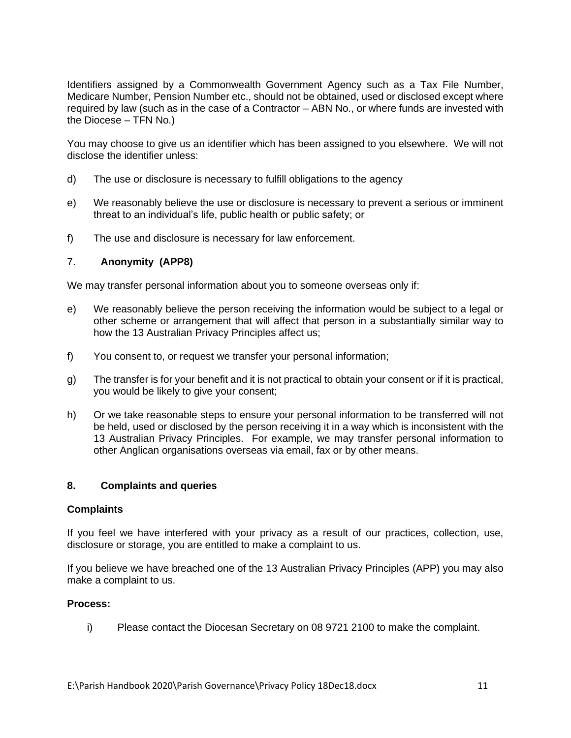Identifiers assigned by a Commonwealth Government Agency such as a Tax File Number, Medicare Number, Pension Number etc., should not be obtained, used or disclosed except where required by law (such as in the case of a Contractor – ABN No., or where funds are invested with the Diocese – TFN No.)

You may choose to give us an identifier which has been assigned to you elsewhere. We will not disclose the identifier unless:

d) The use or disclosure is necessary to fulfill obligations to the agency

e) We reasonably believe the use or disclosure is necessary to prevent a serious or imminent threat to an individual's life, public health or public safety; or

f) The use and disclosure is necessary for law enforcement.

## 7. Anonymity (APP8)

We may transfer personal information about you to someone overseas only if:

e) We reasonably believe the person receiving the information would be subject to a legal or other scheme or arrangement that will affect that person in a substantially similar way to how the 13 Australian Privacy Principles affect us;

f) You consent to, or request we transfer your personal information;

g) The transfer is for your benefit and it is not practical to obtain your consent or if it is practical, you would be likely to give your consent;

h) Or we take reasonable steps to ensure your personal information to be transferred will not be held, used or disclosed by the person receiving it in a way which is inconsistent with the 13 Australian Privacy Principles. For example, we may transfer personal information to other Anglican organisations overseas via email, fax or by other means.

## 8. Complaints and queries

### Complaints

If you feel we have interfered with your privacy as a result of our practices, collection, use, disclosure or storage, you are entitled to make a complaint to us.

If you believe we have breached one of the 13 Australian Privacy Principles (APP) you may also make a complaint to us.

### Process:

i) Please contact the Diocesan Secretary on 08 9721 2100 to make the complaint.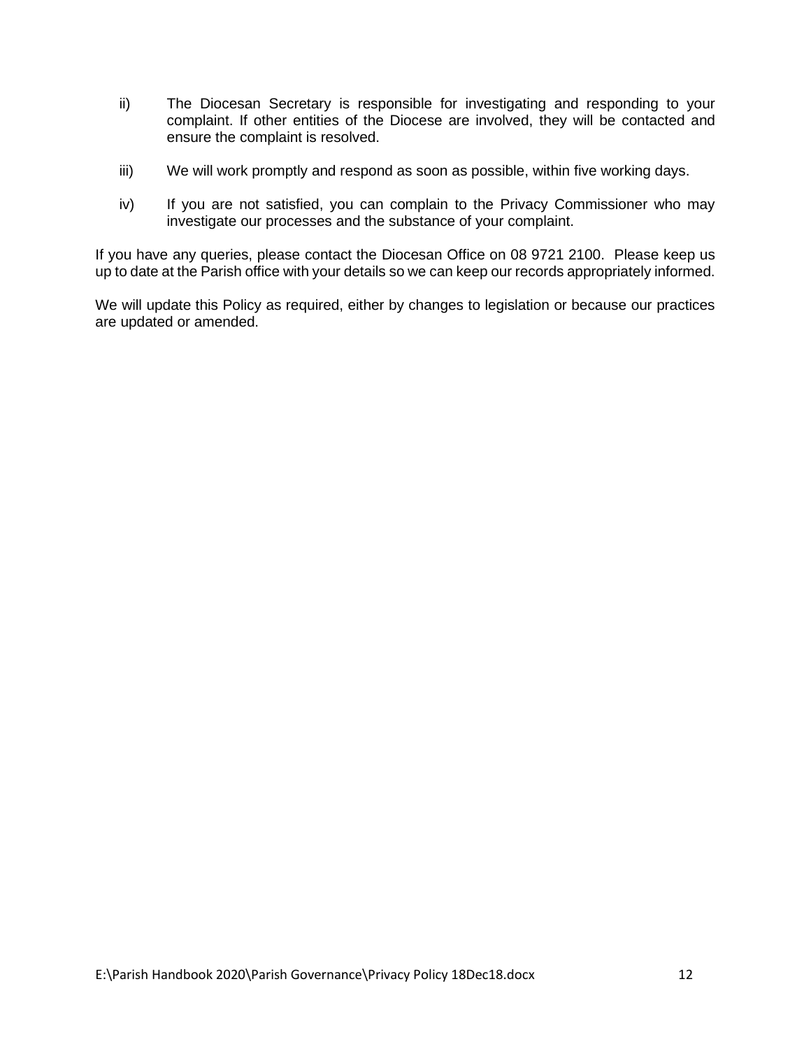ii) The Diocesan Secretary is responsible for investigating and responding to your complaint. If other entities of the Diocese are involved, they will be contacted and ensure the complaint is resolved.

iii) We will work promptly and respond as soon as possible, within five working days.

iv) If you are not satisfied, you can complain to the Privacy Commissioner who may investigate our processes and the substance of your complaint.

If you have any queries, please contact the Diocesan Office on 08 9721 2100. Please keep us up to date at the Parish office with your details so we can keep our records appropriately informed.

We will update this Policy as required, either by changes to legislation or because our practices are updated or amended.